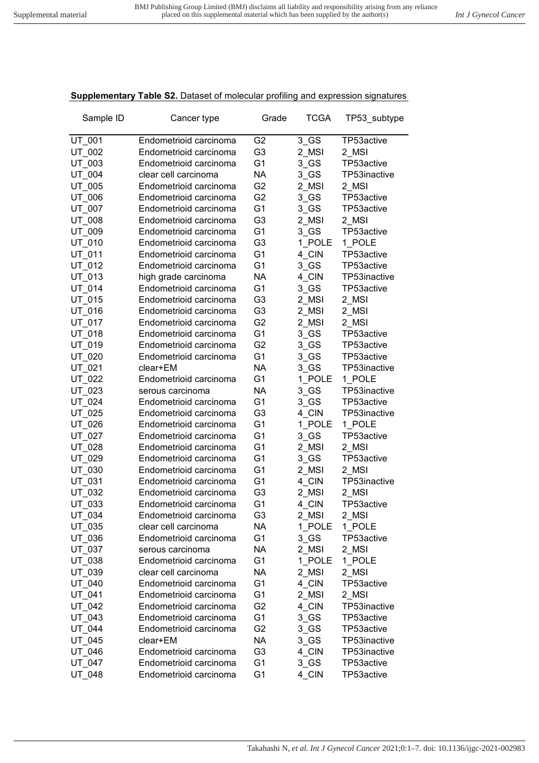**Supplementary Table S2.** Dataset of molecular profiling and expression signatures

| Sample ID | Cancer type | Grade | TCGA | TP53_subtype |
|---|---|---|---|---|
| UT_001 | Endometrioid carcinoma | G2 | 3_GS | TP53active |
| UT_002 | Endometrioid carcinoma | G3 | 2_MSI | 2_MSI |
| UT_003 | Endometrioid carcinoma | G1 | 3_GS | TP53active |
| UT_004 | clear cell carcinoma | NA | 3_GS | TP53inactive |
| UT_005 | Endometrioid carcinoma | G2 | 2_MSI | 2_MSI |
| UT_006 | Endometrioid carcinoma | G2 | 3_GS | TP53active |
| UT_007 | Endometrioid carcinoma | G1 | 3_GS | TP53active |
| UT_008 | Endometrioid carcinoma | G3 | 2_MSI | 2_MSI |
| UT_009 | Endometrioid carcinoma | G1 | 3_GS | TP53active |
| UT_010 | Endometrioid carcinoma | G3 | 1_POLE | 1_POLE |
| UT_011 | Endometrioid carcinoma | G1 | 4_CIN | TP53active |
| UT_012 | Endometrioid carcinoma | G1 | 3_GS | TP53active |
| UT_013 | high grade carcinoma | NA | 4_CIN | TP53inactive |
| UT_014 | Endometrioid carcinoma | G1 | 3_GS | TP53active |
| UT_015 | Endometrioid carcinoma | G3 | 2_MSI | 2_MSI |
| UT_016 | Endometrioid carcinoma | G3 | 2_MSI | 2_MSI |
| UT_017 | Endometrioid carcinoma | G2 | 2_MSI | 2_MSI |
| UT_018 | Endometrioid carcinoma | G1 | 3_GS | TP53active |
| UT_019 | Endometrioid carcinoma | G2 | 3_GS | TP53active |
| UT_020 | Endometrioid carcinoma | G1 | 3_GS | TP53active |
| UT_021 | clear+EM | NA | 3_GS | TP53inactive |
| UT_022 | Endometrioid carcinoma | G1 | 1_POLE | 1_POLE |
| UT_023 | serous carcinoma | NA | 3_GS | TP53inactive |
| UT_024 | Endometrioid carcinoma | G1 | 3_GS | TP53active |
| UT_025 | Endometrioid carcinoma | G3 | 4_CIN | TP53inactive |
| UT_026 | Endometrioid carcinoma | G1 | 1_POLE | 1_POLE |
| UT_027 | Endometrioid carcinoma | G1 | 3_GS | TP53active |
| UT_028 | Endometrioid carcinoma | G1 | 2_MSI | 2_MSI |
| UT_029 | Endometrioid carcinoma | G1 | 3_GS | TP53active |
| UT_030 | Endometrioid carcinoma | G1 | 2_MSI | 2_MSI |
| UT_031 | Endometrioid carcinoma | G1 | 4_CIN | TP53inactive |
| UT_032 | Endometrioid carcinoma | G3 | 2_MSI | 2_MSI |
| UT_033 | Endometrioid carcinoma | G1 | 4_CIN | TP53active |
| UT_034 | Endometrioid carcinoma | G3 | 2_MSI | 2_MSI |
| UT_035 | clear cell carcinoma | NA | 1_POLE | 1_POLE |
| UT_036 | Endometrioid carcinoma | G1 | 3_GS | TP53active |
| UT_037 | serous carcinoma | NA | 2_MSI | 2_MSI |
| UT_038 | Endometrioid carcinoma | G1 | 1_POLE | 1_POLE |
| UT_039 | clear cell carcinoma | NA | 2_MSI | 2_MSI |
| UT_040 | Endometrioid carcinoma | G1 | 4_CIN | TP53active |
| UT_041 | Endometrioid carcinoma | G1 | 2_MSI | 2_MSI |
| UT_042 | Endometrioid carcinoma | G2 | 4_CIN | TP53inactive |
| UT_043 | Endometrioid carcinoma | G1 | 3_GS | TP53active |
| UT_044 | Endometrioid carcinoma | G2 | 3_GS | TP53active |
| UT_045 | clear+EM | NA | 3_GS | TP53inactive |
| UT_046 | Endometrioid carcinoma | G3 | 4_CIN | TP53inactive |
| UT_047 | Endometrioid carcinoma | G1 | 3_GS | TP53active |
| UT_048 | Endometrioid carcinoma | G1 | 4_CIN | TP53active |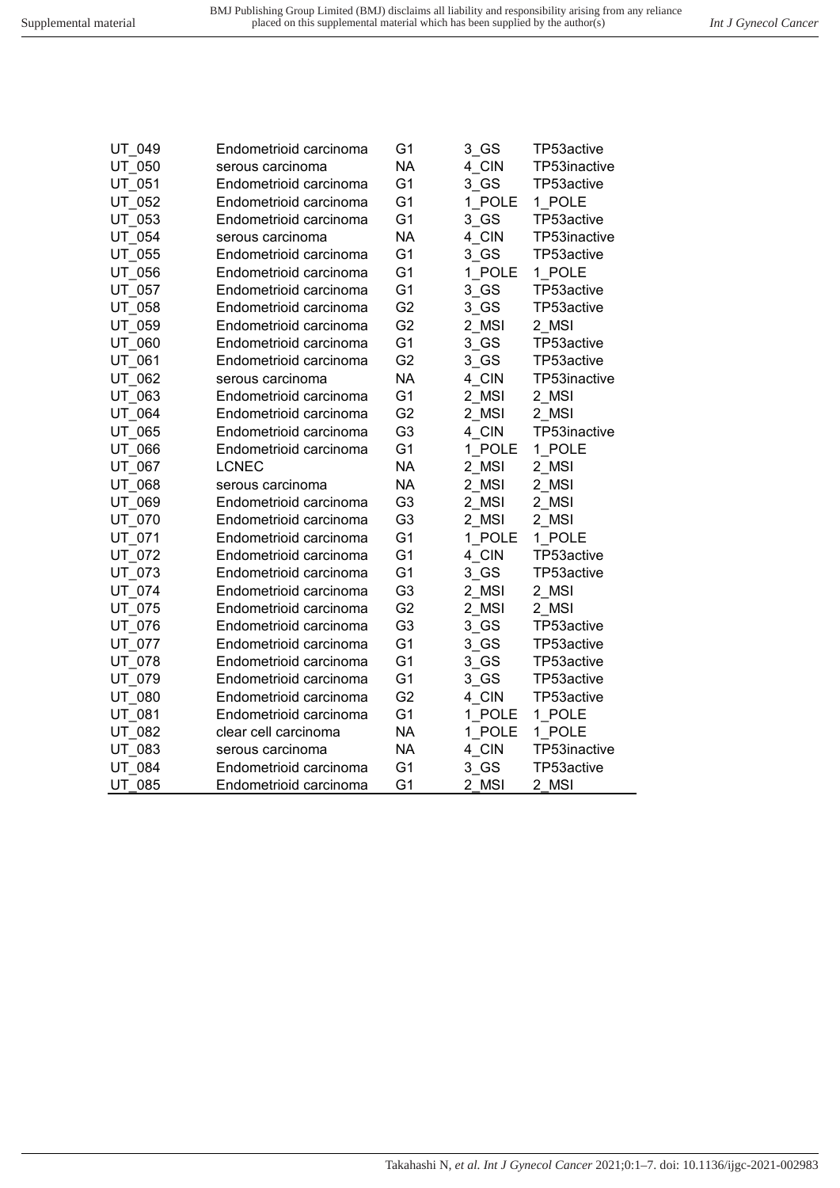| | | | | |
|---|---|---|---|---|
| UT_049 | Endometrioid carcinoma | G1 | 3_GS | TP53active |
| UT_050 | serous carcinoma | NA | 4_CIN | TP53inactive |
| UT_051 | Endometrioid carcinoma | G1 | 3_GS | TP53active |
| UT_052 | Endometrioid carcinoma | G1 | 1_POLE | 1_POLE |
| UT_053 | Endometrioid carcinoma | G1 | 3_GS | TP53active |
| UT_054 | serous carcinoma | NA | 4_CIN | TP53inactive |
| UT_055 | Endometrioid carcinoma | G1 | 3_GS | TP53active |
| UT_056 | Endometrioid carcinoma | G1 | 1_POLE | 1_POLE |
| UT_057 | Endometrioid carcinoma | G1 | 3_GS | TP53active |
| UT_058 | Endometrioid carcinoma | G2 | 3_GS | TP53active |
| UT_059 | Endometrioid carcinoma | G2 | 2_MSI | 2_MSI |
| UT_060 | Endometrioid carcinoma | G1 | 3_GS | TP53active |
| UT_061 | Endometrioid carcinoma | G2 | 3_GS | TP53active |
| UT_062 | serous carcinoma | NA | 4_CIN | TP53inactive |
| UT_063 | Endometrioid carcinoma | G1 | 2_MSI | 2_MSI |
| UT_064 | Endometrioid carcinoma | G2 | 2_MSI | 2_MSI |
| UT_065 | Endometrioid carcinoma | G3 | 4_CIN | TP53inactive |
| UT_066 | Endometrioid carcinoma | G1 | 1_POLE | 1_POLE |
| UT_067 | LCNEC | NA | 2_MSI | 2_MSI |
| UT_068 | serous carcinoma | NA | 2_MSI | 2_MSI |
| UT_069 | Endometrioid carcinoma | G3 | 2_MSI | 2_MSI |
| UT_070 | Endometrioid carcinoma | G3 | 2_MSI | 2_MSI |
| UT_071 | Endometrioid carcinoma | G1 | 1_POLE | 1_POLE |
| UT_072 | Endometrioid carcinoma | G1 | 4_CIN | TP53active |
| UT_073 | Endometrioid carcinoma | G1 | 3_GS | TP53active |
| UT_074 | Endometrioid carcinoma | G3 | 2_MSI | 2_MSI |
| UT_075 | Endometrioid carcinoma | G2 | 2_MSI | 2_MSI |
| UT_076 | Endometrioid carcinoma | G3 | 3_GS | TP53active |
| UT_077 | Endometrioid carcinoma | G1 | 3_GS | TP53active |
| UT_078 | Endometrioid carcinoma | G1 | 3_GS | TP53active |
| UT_079 | Endometrioid carcinoma | G1 | 3_GS | TP53active |
| UT_080 | Endometrioid carcinoma | G2 | 4_CIN | TP53active |
| UT_081 | Endometrioid carcinoma | G1 | 1_POLE | 1_POLE |
| UT_082 | clear cell carcinoma | NA | 1_POLE | 1_POLE |
| UT_083 | serous carcinoma | NA | 4_CIN | TP53inactive |
| UT_084 | Endometrioid carcinoma | G1 | 3_GS | TP53active |
| UT_085 | Endometrioid carcinoma | G1 | 2_MSI | 2_MSI |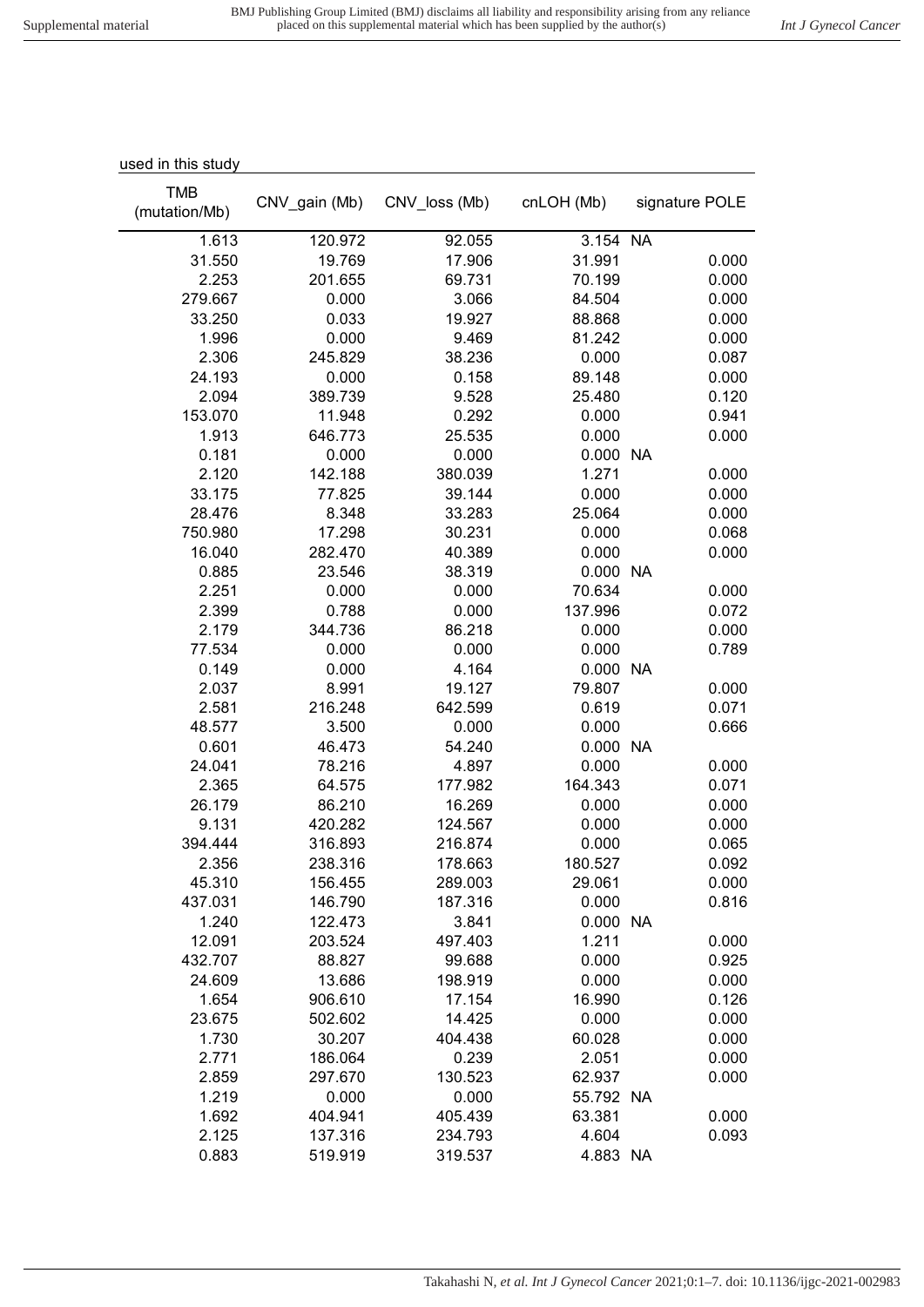used in this study

| TMB (mutation/Mb) | CNV_gain (Mb) | CNV_loss (Mb) | cnLOH (Mb) | signature POLE |
|---|---|---|---|---|
| 1.613 | 120.972 | 92.055 | 3.154 | NA |
| 31.550 | 19.769 | 17.906 | 31.991 | 0.000 |
| 2.253 | 201.655 | 69.731 | 70.199 | 0.000 |
| 279.667 | 0.000 | 3.066 | 84.504 | 0.000 |
| 33.250 | 0.033 | 19.927 | 88.868 | 0.000 |
| 1.996 | 0.000 | 9.469 | 81.242 | 0.000 |
| 2.306 | 245.829 | 38.236 | 0.000 | 0.087 |
| 24.193 | 0.000 | 0.158 | 89.148 | 0.000 |
| 2.094 | 389.739 | 9.528 | 25.480 | 0.120 |
| 153.070 | 11.948 | 0.292 | 0.000 | 0.941 |
| 1.913 | 646.773 | 25.535 | 0.000 | 0.000 |
| 0.181 | 0.000 | 0.000 | 0.000 | NA |
| 2.120 | 142.188 | 380.039 | 1.271 | 0.000 |
| 33.175 | 77.825 | 39.144 | 0.000 | 0.000 |
| 28.476 | 8.348 | 33.283 | 25.064 | 0.000 |
| 750.980 | 17.298 | 30.231 | 0.000 | 0.068 |
| 16.040 | 282.470 | 40.389 | 0.000 | 0.000 |
| 0.885 | 23.546 | 38.319 | 0.000 | NA |
| 2.251 | 0.000 | 0.000 | 70.634 | 0.000 |
| 2.399 | 0.788 | 0.000 | 137.996 | 0.072 |
| 2.179 | 344.736 | 86.218 | 0.000 | 0.000 |
| 77.534 | 0.000 | 0.000 | 0.000 | 0.789 |
| 0.149 | 0.000 | 4.164 | 0.000 | NA |
| 2.037 | 8.991 | 19.127 | 79.807 | 0.000 |
| 2.581 | 216.248 | 642.599 | 0.619 | 0.071 |
| 48.577 | 3.500 | 0.000 | 0.000 | 0.666 |
| 0.601 | 46.473 | 54.240 | 0.000 | NA |
| 24.041 | 78.216 | 4.897 | 0.000 | 0.000 |
| 2.365 | 64.575 | 177.982 | 164.343 | 0.071 |
| 26.179 | 86.210 | 16.269 | 0.000 | 0.000 |
| 9.131 | 420.282 | 124.567 | 0.000 | 0.000 |
| 394.444 | 316.893 | 216.874 | 0.000 | 0.065 |
| 2.356 | 238.316 | 178.663 | 180.527 | 0.092 |
| 45.310 | 156.455 | 289.003 | 29.061 | 0.000 |
| 437.031 | 146.790 | 187.316 | 0.000 | 0.816 |
| 1.240 | 122.473 | 3.841 | 0.000 | NA |
| 12.091 | 203.524 | 497.403 | 1.211 | 0.000 |
| 432.707 | 88.827 | 99.688 | 0.000 | 0.925 |
| 24.609 | 13.686 | 198.919 | 0.000 | 0.000 |
| 1.654 | 906.610 | 17.154 | 16.990 | 0.126 |
| 23.675 | 502.602 | 14.425 | 0.000 | 0.000 |
| 1.730 | 30.207 | 404.438 | 60.028 | 0.000 |
| 2.771 | 186.064 | 0.239 | 2.051 | 0.000 |
| 2.859 | 297.670 | 130.523 | 62.937 | 0.000 |
| 1.219 | 0.000 | 0.000 | 55.792 | NA |
| 1.692 | 404.941 | 405.439 | 63.381 | 0.000 |
| 2.125 | 137.316 | 234.793 | 4.604 | 0.093 |
| 0.883 | 519.919 | 319.537 | 4.883 | NA |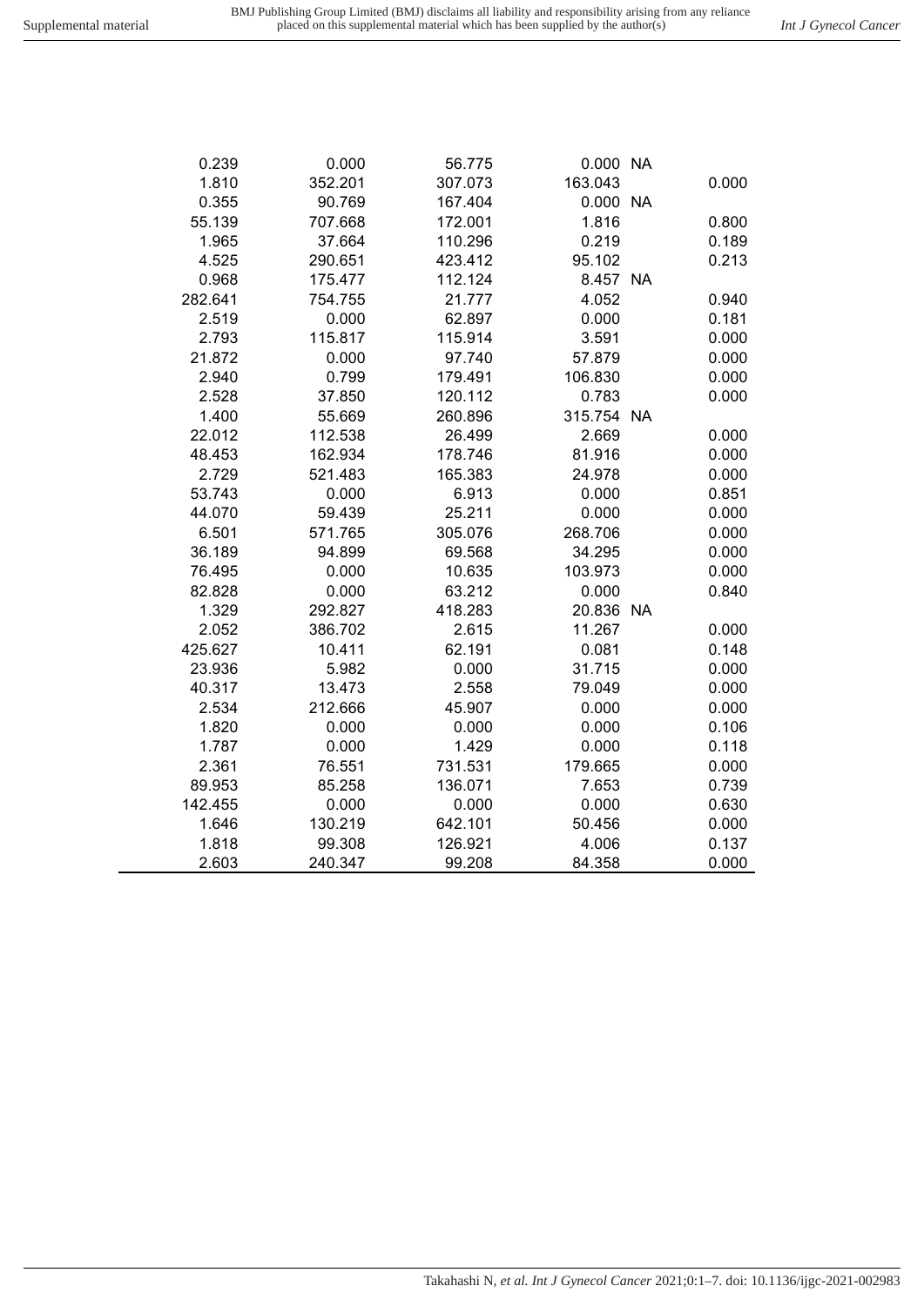| | | | | |
|---|---|---|---|---|
| 0.239 | 0.000 | 56.775 | 0.000 | NA |
| 1.810 | 352.201 | 307.073 | 163.043 | 0.000 |
| 0.355 | 90.769 | 167.404 | 0.000 | NA |
| 55.139 | 707.668 | 172.001 | 1.816 | 0.800 |
| 1.965 | 37.664 | 110.296 | 0.219 | 0.189 |
| 4.525 | 290.651 | 423.412 | 95.102 | 0.213 |
| 0.968 | 175.477 | 112.124 | 8.457 | NA |
| 282.641 | 754.755 | 21.777 | 4.052 | 0.940 |
| 2.519 | 0.000 | 62.897 | 0.000 | 0.181 |
| 2.793 | 115.817 | 115.914 | 3.591 | 0.000 |
| 21.872 | 0.000 | 97.740 | 57.879 | 0.000 |
| 2.940 | 0.799 | 179.491 | 106.830 | 0.000 |
| 2.528 | 37.850 | 120.112 | 0.783 | 0.000 |
| 1.400 | 55.669 | 260.896 | 315.754 | NA |
| 22.012 | 112.538 | 26.499 | 2.669 | 0.000 |
| 48.453 | 162.934 | 178.746 | 81.916 | 0.000 |
| 2.729 | 521.483 | 165.383 | 24.978 | 0.000 |
| 53.743 | 0.000 | 6.913 | 0.000 | 0.851 |
| 44.070 | 59.439 | 25.211 | 0.000 | 0.000 |
| 6.501 | 571.765 | 305.076 | 268.706 | 0.000 |
| 36.189 | 94.899 | 69.568 | 34.295 | 0.000 |
| 76.495 | 0.000 | 10.635 | 103.973 | 0.000 |
| 82.828 | 0.000 | 63.212 | 0.000 | 0.840 |
| 1.329 | 292.827 | 418.283 | 20.836 | NA |
| 2.052 | 386.702 | 2.615 | 11.267 | 0.000 |
| 425.627 | 10.411 | 62.191 | 0.081 | 0.148 |
| 23.936 | 5.982 | 0.000 | 31.715 | 0.000 |
| 40.317 | 13.473 | 2.558 | 79.049 | 0.000 |
| 2.534 | 212.666 | 45.907 | 0.000 | 0.000 |
| 1.820 | 0.000 | 0.000 | 0.000 | 0.106 |
| 1.787 | 0.000 | 1.429 | 0.000 | 0.118 |
| 2.361 | 76.551 | 731.531 | 179.665 | 0.000 |
| 89.953 | 85.258 | 136.071 | 7.653 | 0.739 |
| 142.455 | 0.000 | 0.000 | 0.000 | 0.630 |
| 1.646 | 130.219 | 642.101 | 50.456 | 0.000 |
| 1.818 | 99.308 | 126.921 | 4.006 | 0.137 |
| 2.603 | 240.347 | 99.208 | 84.358 | 0.000 |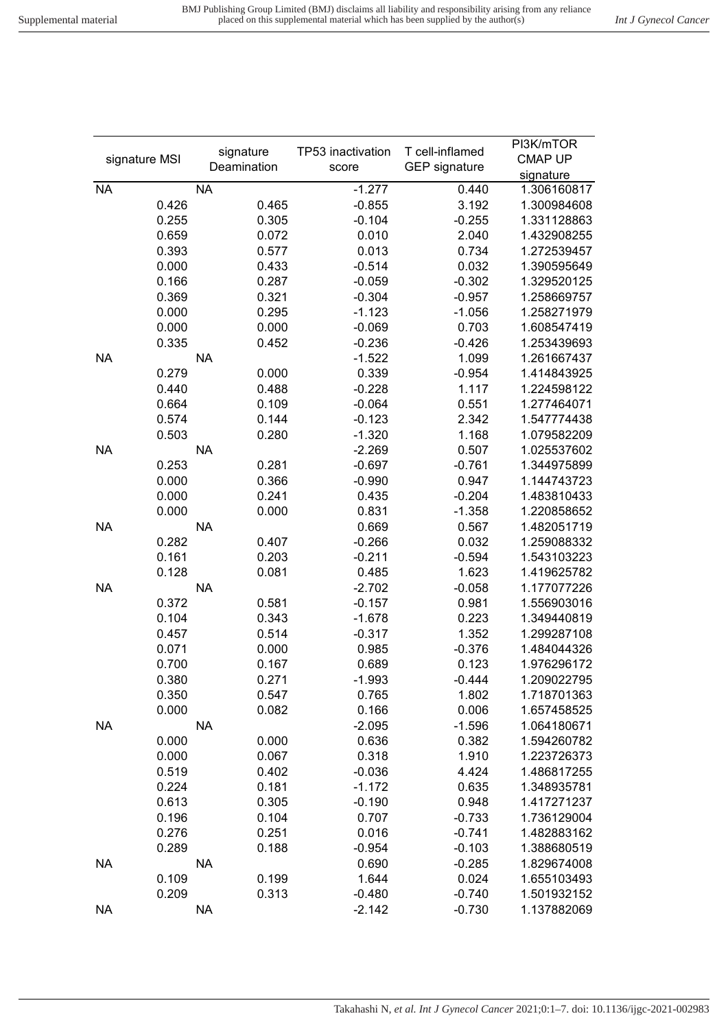| signature MSI | signature Deamination | TP53 inactivation score | T cell-inflamed GEP signature | PI3K/mTOR CMAP UP signature |
|---|---|---|---|---|
| NA | NA | -1.277 | 0.440 | 1.306160817 |
| 0.426 | 0.465 | -0.855 | 3.192 | 1.300984608 |
| 0.255 | 0.305 | -0.104 | -0.255 | 1.331128863 |
| 0.659 | 0.072 | 0.010 | 2.040 | 1.432908255 |
| 0.393 | 0.577 | 0.013 | 0.734 | 1.272539457 |
| 0.000 | 0.433 | -0.514 | 0.032 | 1.390595649 |
| 0.166 | 0.287 | -0.059 | -0.302 | 1.329520125 |
| 0.369 | 0.321 | -0.304 | -0.957 | 1.258669757 |
| 0.000 | 0.295 | -1.123 | -1.056 | 1.258271979 |
| 0.000 | 0.000 | -0.069 | 0.703 | 1.608547419 |
| 0.335 | 0.452 | -0.236 | -0.426 | 1.253439693 |
| NA | NA | -1.522 | 1.099 | 1.261667437 |
| 0.279 | 0.000 | 0.339 | -0.954 | 1.414843925 |
| 0.440 | 0.488 | -0.228 | 1.117 | 1.224598122 |
| 0.664 | 0.109 | -0.064 | 0.551 | 1.277464071 |
| 0.574 | 0.144 | -0.123 | 2.342 | 1.547774438 |
| 0.503 | 0.280 | -1.320 | 1.168 | 1.079582209 |
| NA | NA | -2.269 | 0.507 | 1.025537602 |
| 0.253 | 0.281 | -0.697 | -0.761 | 1.344975899 |
| 0.000 | 0.366 | -0.990 | 0.947 | 1.144743723 |
| 0.000 | 0.241 | 0.435 | -0.204 | 1.483810433 |
| 0.000 | 0.000 | 0.831 | -1.358 | 1.220858652 |
| NA | NA | 0.669 | 0.567 | 1.482051719 |
| 0.282 | 0.407 | -0.266 | 0.032 | 1.259088332 |
| 0.161 | 0.203 | -0.211 | -0.594 | 1.543103223 |
| 0.128 | 0.081 | 0.485 | 1.623 | 1.419625782 |
| NA | NA | -2.702 | -0.058 | 1.177077226 |
| 0.372 | 0.581 | -0.157 | 0.981 | 1.556903016 |
| 0.104 | 0.343 | -1.678 | 0.223 | 1.349440819 |
| 0.457 | 0.514 | -0.317 | 1.352 | 1.299287108 |
| 0.071 | 0.000 | 0.985 | -0.376 | 1.484044326 |
| 0.700 | 0.167 | 0.689 | 0.123 | 1.976296172 |
| 0.380 | 0.271 | -1.993 | -0.444 | 1.209022795 |
| 0.350 | 0.547 | 0.765 | 1.802 | 1.718701363 |
| 0.000 | 0.082 | 0.166 | 0.006 | 1.657458525 |
| NA | NA | -2.095 | -1.596 | 1.064180671 |
| 0.000 | 0.000 | 0.636 | 0.382 | 1.594260782 |
| 0.000 | 0.067 | 0.318 | 1.910 | 1.223726373 |
| 0.519 | 0.402 | -0.036 | 4.424 | 1.486817255 |
| 0.224 | 0.181 | -1.172 | 0.635 | 1.348935781 |
| 0.613 | 0.305 | -0.190 | 0.948 | 1.417271237 |
| 0.196 | 0.104 | 0.707 | -0.733 | 1.736129004 |
| 0.276 | 0.251 | 0.016 | -0.741 | 1.482883162 |
| 0.289 | 0.188 | -0.954 | -0.103 | 1.388680519 |
| NA | NA | 0.690 | -0.285 | 1.829674008 |
| 0.109 | 0.199 | 1.644 | 0.024 | 1.655103493 |
| 0.209 | 0.313 | -0.480 | -0.740 | 1.501932152 |
| NA | NA | -2.142 | -0.730 | 1.137882069 |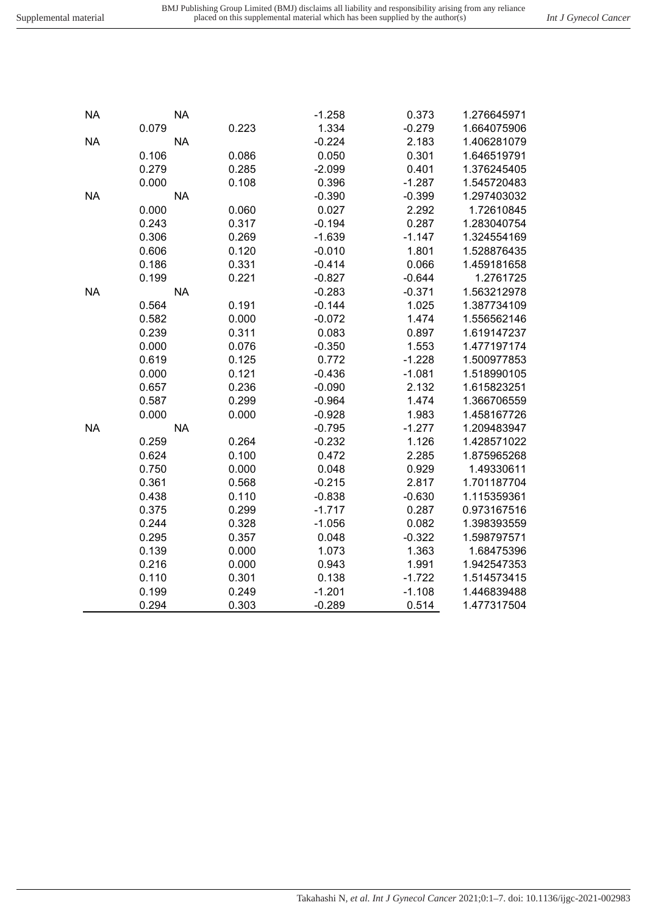| | | | | |
|---|---|---|---|---|
| NA | NA | -1.258 | 0.373 | 1.276645971 |
| 0.079 | 0.223 | 1.334 | -0.279 | 1.664075906 |
| NA | NA | -0.224 | 2.183 | 1.406281079 |
| 0.106 | 0.086 | 0.050 | 0.301 | 1.646519791 |
| 0.279 | 0.285 | -2.099 | 0.401 | 1.376245405 |
| 0.000 | 0.108 | 0.396 | -1.287 | 1.545720483 |
| NA | NA | -0.390 | -0.399 | 1.297403032 |
| 0.000 | 0.060 | 0.027 | 2.292 | 1.72610845 |
| 0.243 | 0.317 | -0.194 | 0.287 | 1.283040754 |
| 0.306 | 0.269 | -1.639 | -1.147 | 1.324554169 |
| 0.606 | 0.120 | -0.010 | 1.801 | 1.528876435 |
| 0.186 | 0.331 | -0.414 | 0.066 | 1.459181658 |
| 0.199 | 0.221 | -0.827 | -0.644 | 1.2761725 |
| NA | NA | -0.283 | -0.371 | 1.563212978 |
| 0.564 | 0.191 | -0.144 | 1.025 | 1.387734109 |
| 0.582 | 0.000 | -0.072 | 1.474 | 1.556562146 |
| 0.239 | 0.311 | 0.083 | 0.897 | 1.619147237 |
| 0.000 | 0.076 | -0.350 | 1.553 | 1.477197174 |
| 0.619 | 0.125 | 0.772 | -1.228 | 1.500977853 |
| 0.000 | 0.121 | -0.436 | -1.081 | 1.518990105 |
| 0.657 | 0.236 | -0.090 | 2.132 | 1.615823251 |
| 0.587 | 0.299 | -0.964 | 1.474 | 1.366706559 |
| 0.000 | 0.000 | -0.928 | 1.983 | 1.458167726 |
| NA | NA | -0.795 | -1.277 | 1.209483947 |
| 0.259 | 0.264 | -0.232 | 1.126 | 1.428571022 |
| 0.624 | 0.100 | 0.472 | 2.285 | 1.875965268 |
| 0.750 | 0.000 | 0.048 | 0.929 | 1.49330611 |
| 0.361 | 0.568 | -0.215 | 2.817 | 1.701187704 |
| 0.438 | 0.110 | -0.838 | -0.630 | 1.115359361 |
| 0.375 | 0.299 | -1.717 | 0.287 | 0.973167516 |
| 0.244 | 0.328 | -1.056 | 0.082 | 1.398393559 |
| 0.295 | 0.357 | 0.048 | -0.322 | 1.598797571 |
| 0.139 | 0.000 | 1.073 | 1.363 | 1.68475396 |
| 0.216 | 0.000 | 0.943 | 1.991 | 1.942547353 |
| 0.110 | 0.301 | 0.138 | -1.722 | 1.514573415 |
| 0.199 | 0.249 | -1.201 | -1.108 | 1.446839488 |
| 0.294 | 0.303 | -0.289 | 0.514 | 1.477317504 |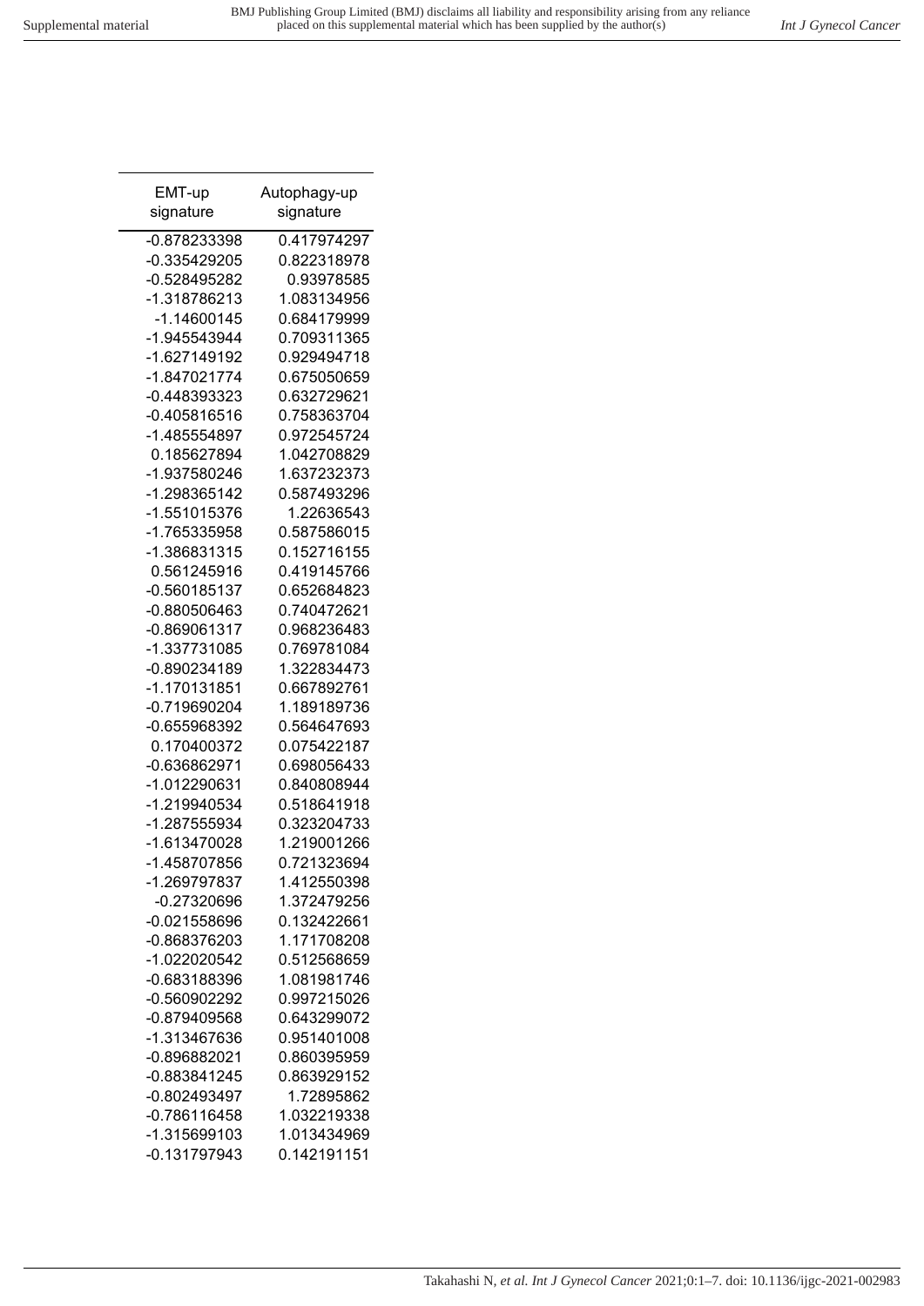| EMT-up signature | Autophagy-up signature |
| --- | --- |
| -0.878233398 | 0.417974297 |
| -0.335429205 | 0.822318978 |
| -0.528495282 | 0.93978585 |
| -1.318786213 | 1.083134956 |
| -1.14600145 | 0.684179999 |
| -1.945543944 | 0.709311365 |
| -1.627149192 | 0.929494718 |
| -1.847021774 | 0.675050659 |
| -0.448393323 | 0.632729621 |
| -0.405816516 | 0.758363704 |
| -1.485554897 | 0.972545724 |
| 0.185627894 | 1.042708829 |
| -1.937580246 | 1.637232373 |
| -1.298365142 | 0.587493296 |
| -1.551015376 | 1.22636543 |
| -1.765335958 | 0.587586015 |
| -1.386831315 | 0.152716155 |
| 0.561245916 | 0.419145766 |
| -0.560185137 | 0.652684823 |
| -0.880506463 | 0.740472621 |
| -0.869061317 | 0.968236483 |
| -1.337731085 | 0.769781084 |
| -0.890234189 | 1.322834473 |
| -1.170131851 | 0.667892761 |
| -0.719690204 | 1.189189736 |
| -0.655968392 | 0.564647693 |
| 0.170400372 | 0.075422187 |
| -0.636862971 | 0.698056433 |
| -1.012290631 | 0.840808944 |
| -1.219940534 | 0.518641918 |
| -1.287555934 | 0.323204733 |
| -1.613470028 | 1.219001266 |
| -1.458707856 | 0.721323694 |
| -1.269797837 | 1.412550398 |
| -0.27320696 | 1.372479256 |
| -0.021558696 | 0.132422661 |
| -0.868376203 | 1.171708208 |
| -1.022020542 | 0.512568659 |
| -0.683188396 | 1.081981746 |
| -0.560902292 | 0.997215026 |
| -0.879409568 | 0.643299072 |
| -1.313467636 | 0.951401008 |
| -0.896882021 | 0.860395959 |
| -0.883841245 | 0.863929152 |
| -0.802493497 | 1.72895862 |
| -0.786116458 | 1.032219338 |
| -1.315699103 | 1.013434969 |
| -0.131797943 | 0.142191151 |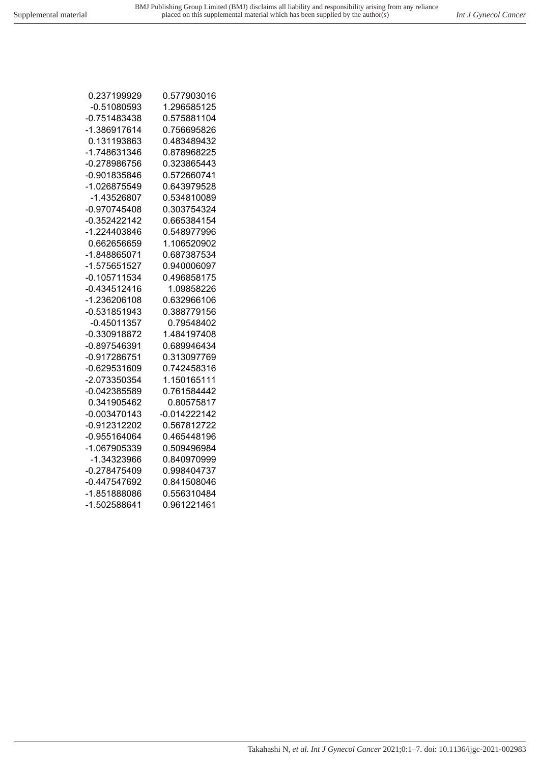| | |
|---|---|
| 0.237199929 | 0.577903016 |
| -0.51080593 | 1.296585125 |
| -0.751483438 | 0.575881104 |
| -1.386917614 | 0.756695826 |
| 0.131193863 | 0.483489432 |
| -1.748631346 | 0.878968225 |
| -0.278986756 | 0.323865443 |
| -0.901835846 | 0.572660741 |
| -1.026875549 | 0.643979528 |
| -1.43526807 | 0.534810089 |
| -0.970745408 | 0.303754324 |
| -0.352422142 | 0.665384154 |
| -1.224403846 | 0.548977996 |
| 0.662656659 | 1.106520902 |
| -1.848865071 | 0.687387534 |
| -1.575651527 | 0.940006097 |
| -0.105711534 | 0.496858175 |
| -0.434512416 | 1.09858226 |
| -1.236206108 | 0.632966106 |
| -0.531851943 | 0.388779156 |
| -0.45011357 | 0.79548402 |
| -0.330918872 | 1.484197408 |
| -0.897546391 | 0.689946434 |
| -0.917286751 | 0.313097769 |
| -0.629531609 | 0.742458316 |
| -2.073350354 | 1.150165111 |
| -0.042385589 | 0.761584442 |
| 0.341905462 | 0.80575817 |
| -0.003470143 | -0.014222142 |
| -0.912312202 | 0.567812722 |
| -0.955164064 | 0.465448196 |
| -1.067905339 | 0.509496984 |
| -1.34323966 | 0.840970999 |
| -0.278475409 | 0.998404737 |
| -0.447547692 | 0.841508046 |
| -1.851888086 | 0.556310484 |
| -1.502588641 | 0.961221461 |